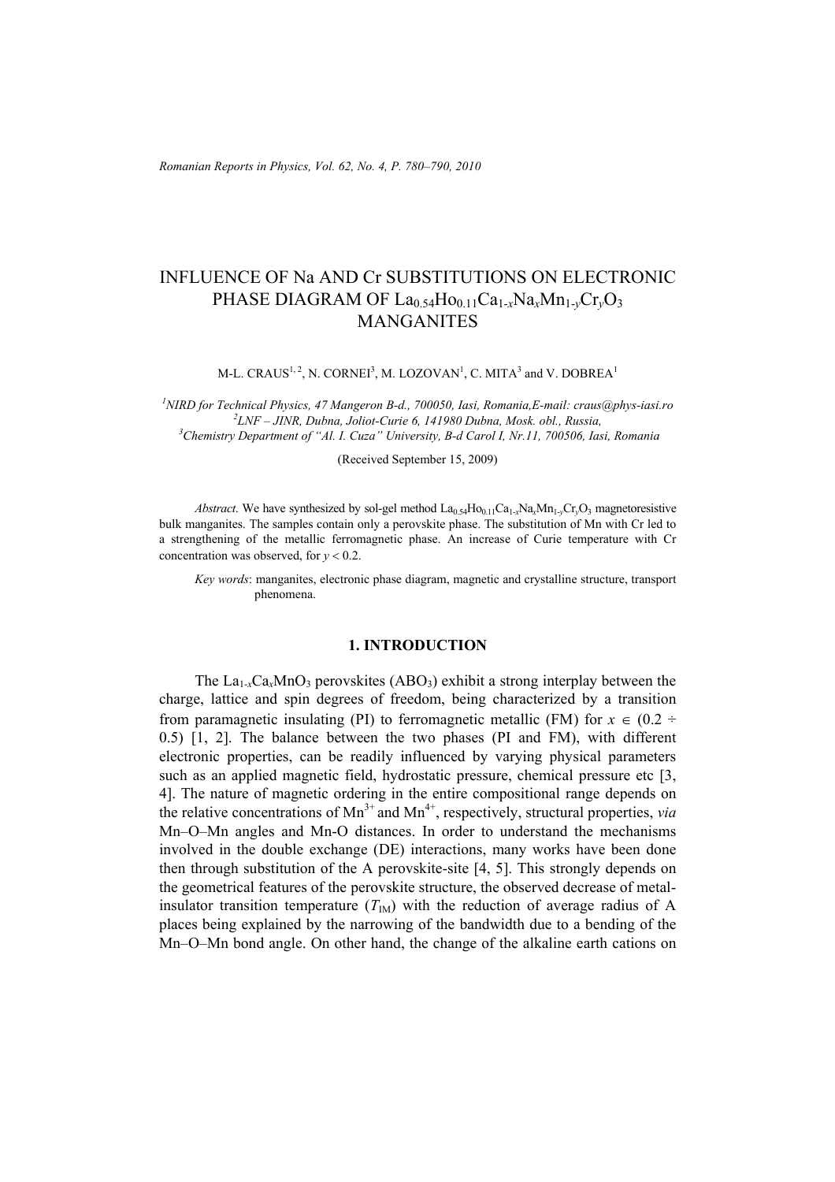# INFLUENCE OF Na AND Cr SUBSTITUTIONS ON ELECTRONIC PHASE DIAGRAM OF $La_{0.54}Ho_{0.11}Ca_{1-x}Na_xMn_{1-y}Cr_yO_3$ MANGANITES

M-L. CRAUS[1, 2], N. CORNEI[3], M. LOZOVAN[1], C. MITA[3] and V. DOBREA[1]

[1]NIRD for Technical Physics, 47 Mangeron B-d., 700050, Iasi, Romania, E-mail: craus@phys-iasi.ro
[2]LNF – JINR, Dubna, Joliot-Curie 6, 141980 Dubna, Mosk. obl., Russia,
[3]Chemistry Department of "Al. I. Cuza" University, B-d Carol I, Nr.11, 700506, Iasi, Romania

(Received September 15, 2009)

*Abstract*. We have synthesized by sol-gel method $La_{0.54}Ho_{0.11}Ca_{1-x}Na_xMn_{1-y}Cr_yO_3$ magnetoresistive bulk manganites. The samples contain only a perovskite phase. The substitution of Mn with Cr led to a strengthening of the metallic ferromagnetic phase. An increase of Curie temperature with Cr concentration was observed, for $y < 0.2$.

*Key words*: manganites, electronic phase diagram, magnetic and crystalline structure, transport phenomena.

## 1. INTRODUCTION

The $La_{1-x}Ca_xMnO_3$ perovskites ($ABO_3$) exhibit a strong interplay between the charge, lattice and spin degrees of freedom, being characterized by a transition from paramagnetic insulating (PI) to ferromagnetic metallic (FM) for $x \in (0.2 \div 0.5)$ [1, 2]. The balance between the two phases (PI and FM), with different electronic properties, can be readily influenced by varying physical parameters such as an applied magnetic field, hydrostatic pressure, chemical pressure etc [3, 4]. The nature of magnetic ordering in the entire compositional range depends on the relative concentrations of $Mn^{3+}$ and $Mn^{4+}$, respectively, structural properties, *via* Mn–O–Mn angles and Mn-O distances. In order to understand the mechanisms involved in the double exchange (DE) interactions, many works have been done then through substitution of the A perovskite-site [4, 5]. This strongly depends on the geometrical features of the perovskite structure, the observed decrease of metal-insulator transition temperature ($T_{IM}$) with the reduction of average radius of A places being explained by the narrowing of the bandwidth due to a bending of the Mn–O–Mn bond angle. On other hand, the change of the alkaline earth cations on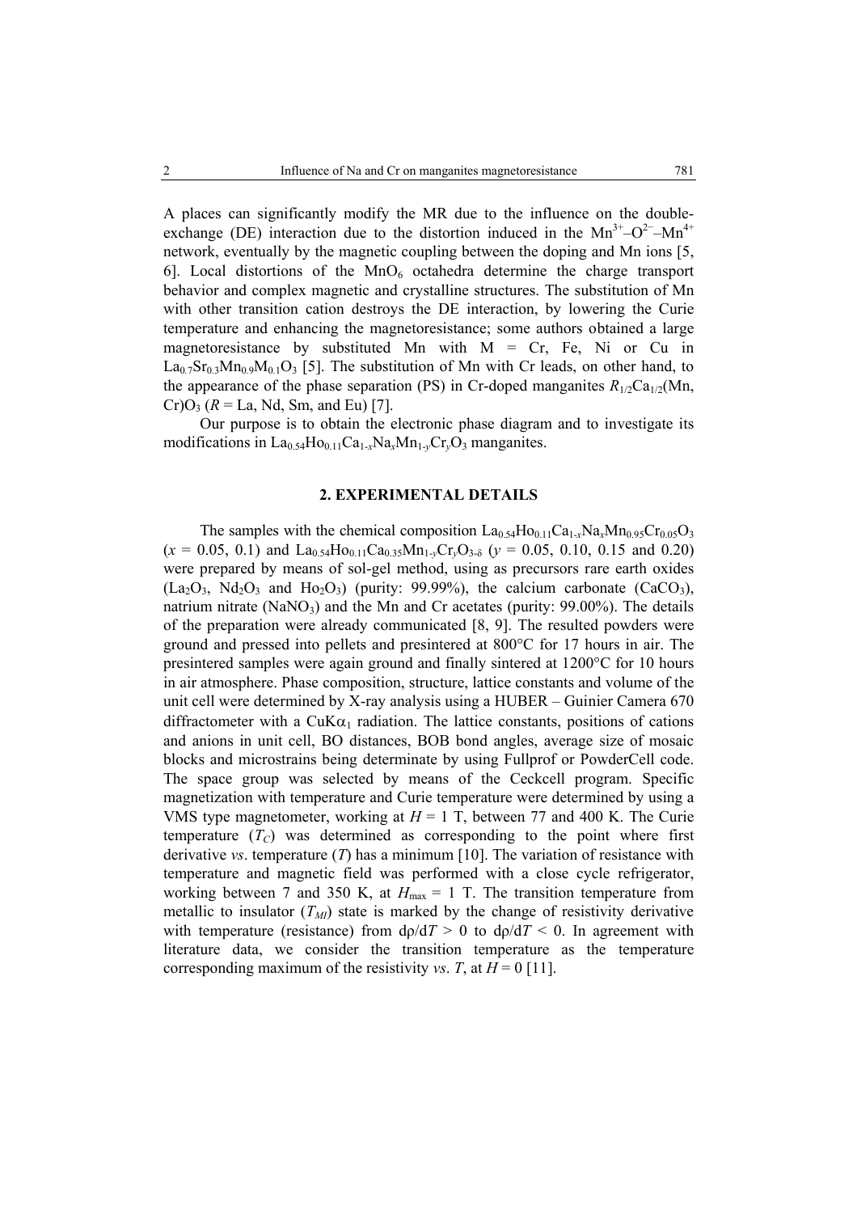A places can significantly modify the MR due to the influence on the double-exchange (DE) interaction due to the distortion induced in the $Mn^{3+}$–$O^{2-}$–$Mn^{4+}$ network, eventually by the magnetic coupling between the doping and Mn ions [5, 6]. Local distortions of the $MnO_6$ octahedra determine the charge transport behavior and complex magnetic and crystalline structures. The substitution of Mn with other transition cation destroys the DE interaction, by lowering the Curie temperature and enhancing the magnetoresistance; some authors obtained a large magnetoresistance by substituted Mn with M = Cr, Fe, Ni or Cu in $La_{0.7}Sr_{0.3}Mn_{0.9}M_{0.1}O_3$ [5]. The substitution of Mn with Cr leads, on other hand, to the appearance of the phase separation (PS) in Cr-doped manganites $R_{1/2}Ca_{1/2}$(Mn, Cr)$O_3$ ($R$ = La, Nd, Sm, and Eu) [7].

Our purpose is to obtain the electronic phase diagram and to investigate its modifications in $La_{0.54}Ho_{0.11}Ca_{1-x}Na_xMn_{1-y}Cr_yO_3$ manganites.

## 2. EXPERIMENTAL DETAILS

The samples with the chemical composition $La_{0.54}Ho_{0.11}Ca_{1-x}Na_xMn_{0.95}Cr_{0.05}O_3$ ($x$ = 0.05, 0.1) and $La_{0.54}Ho_{0.11}Ca_{0.35}Mn_{1-y}Cr_yO_{3-\delta}$ ($y$ = 0.05, 0.10, 0.15 and 0.20) were prepared by means of sol-gel method, using as precursors rare earth oxides ($La_2O_3$, $Nd_2O_3$ and $Ho_2O_3$) (purity: 99.99%), the calcium carbonate ($CaCO_3$), natrium nitrate ($NaNO_3$) and the Mn and Cr acetates (purity: 99.00%). The details of the preparation were already communicated [8, 9]. The resulted powders were ground and pressed into pellets and presintered at 800°C for 17 hours in air. The presintered samples were again ground and finally sintered at 1200°C for 10 hours in air atmosphere. Phase composition, structure, lattice constants and volume of the unit cell were determined by X-ray analysis using a HUBER – Guinier Camera 670 diffractometer with a $CuK\alpha_1$ radiation. The lattice constants, positions of cations and anions in unit cell, BO distances, BOB bond angles, average size of mosaic blocks and microstrains being determinate by using Fullprof or PowderCell code. The space group was selected by means of the Ceckcell program. Specific magnetization with temperature and Curie temperature were determined by using a VMS type magnetometer, working at $H$ = 1 T, between 77 and 400 K. The Curie temperature ($T_C$) was determined as corresponding to the point where first derivative *vs*. temperature ($T$) has a minimum [10]. The variation of resistance with temperature and magnetic field was performed with a close cycle refrigerator, working between 7 and 350 K, at $H_{max}$ = 1 T. The transition temperature from metallic to insulator ($T_{MI}$) state is marked by the change of resistivity derivative with temperature (resistance) from $d\rho/dT > 0$ to $d\rho/dT < 0$. In agreement with literature data, we consider the transition temperature as the temperature corresponding maximum of the resistivity *vs*. $T$, at $H$ = 0 [11].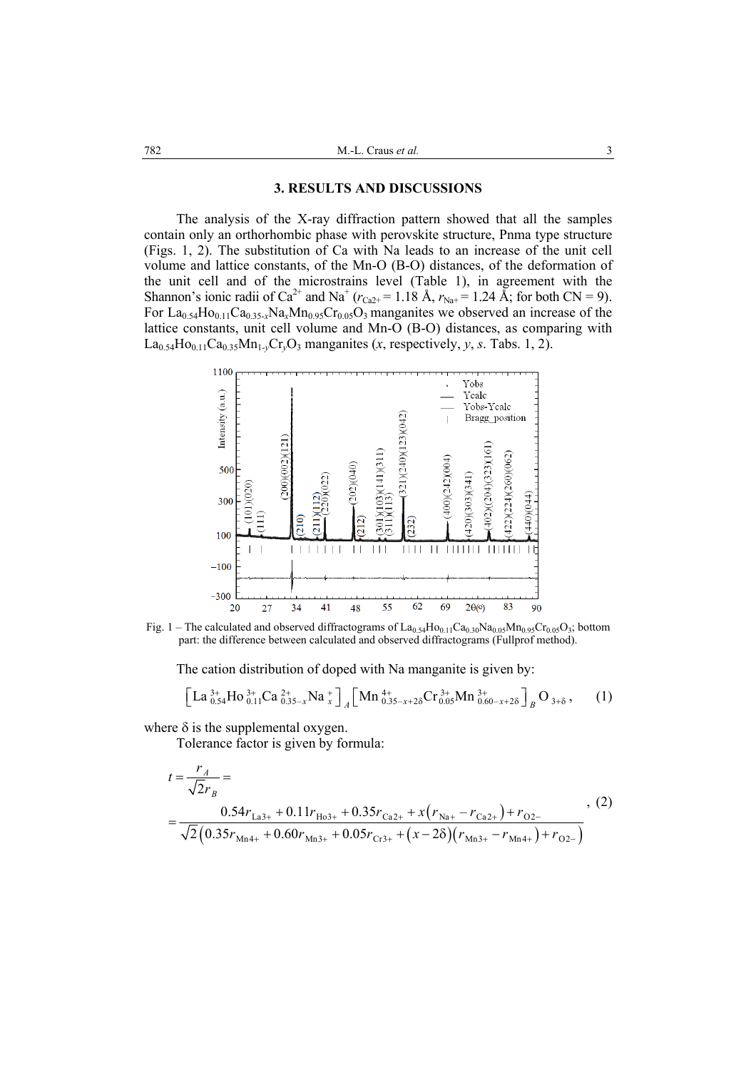## 3. RESULTS AND DISCUSSIONS

The analysis of the X-ray diffraction pattern showed that all the samples contain only an orthorhombic phase with perovskite structure, Pnma type structure (Figs. 1, 2). The substitution of Ca with Na leads to an increase of the unit cell volume and lattice constants, of the Mn-O (B-O) distances, of the deformation of the unit cell and of the microstrains level (Table 1), in agreement with the Shannon's ionic radii of $Ca^{2+}$ and $Na^{+}$ ($r_{Ca2+} = 1.18$ Å, $r_{Na+} = 1.24$ Å; for both CN = 9). For $La_{0.54}Ho_{0.11}Ca_{0.35-x}Na_xMn_{0.95}Cr_{0.05}O_3$ manganites we observed an increase of the lattice constants, unit cell volume and Mn-O (B-O) distances, as comparing with $La_{0.54}Ho_{0.11}Ca_{0.35}Mn_{1-y}Cr_yO_3$ manganites ($x$, respectively, $y$, $s$. Tabs. 1, 2).

Fig. 1 – The calculated and observed diffractograms of $La_{0.54}Ho_{0.11}Ca_{0.30}Na_{0.05}Mn_{0.95}Cr_{0.05}O_3$; bottom part: the difference between calculated and observed diffractograms (Fullprof method).

The cation distribution of doped with Na manganite is given by:

$$\left[La^{3+}_{0.54}Ho^{3+}_{0.11}Ca^{2+}_{0.35-x}Na^{+}_{x}\right]_A\left[Mn^{4+}_{0.35-x+2\delta}Cr^{3+}_{0.05}Mn^{3+}_{0.60-x+2\delta}\right]_B O_{3+\delta}, \quad (1)$$

where δ is the supplemental oxygen.

Tolerance factor is given by formula:

$$t = \frac{r_A}{\sqrt{2}r_B} = \frac{0.54r_{La3+} + 0.11r_{Ho3+} + 0.35r_{Ca2+} + x\left(r_{Na+} - r_{Ca2+}\right) + r_{O2-}}{\sqrt{2}\left(0.35r_{Mn4+} + 0.60r_{Mn3+} + 0.05r_{Cr3+} + \left(x - 2\delta\right)\left(r_{Mn3+} - r_{Mn4+}\right) + r_{O2-}\right)}, \quad (2)$$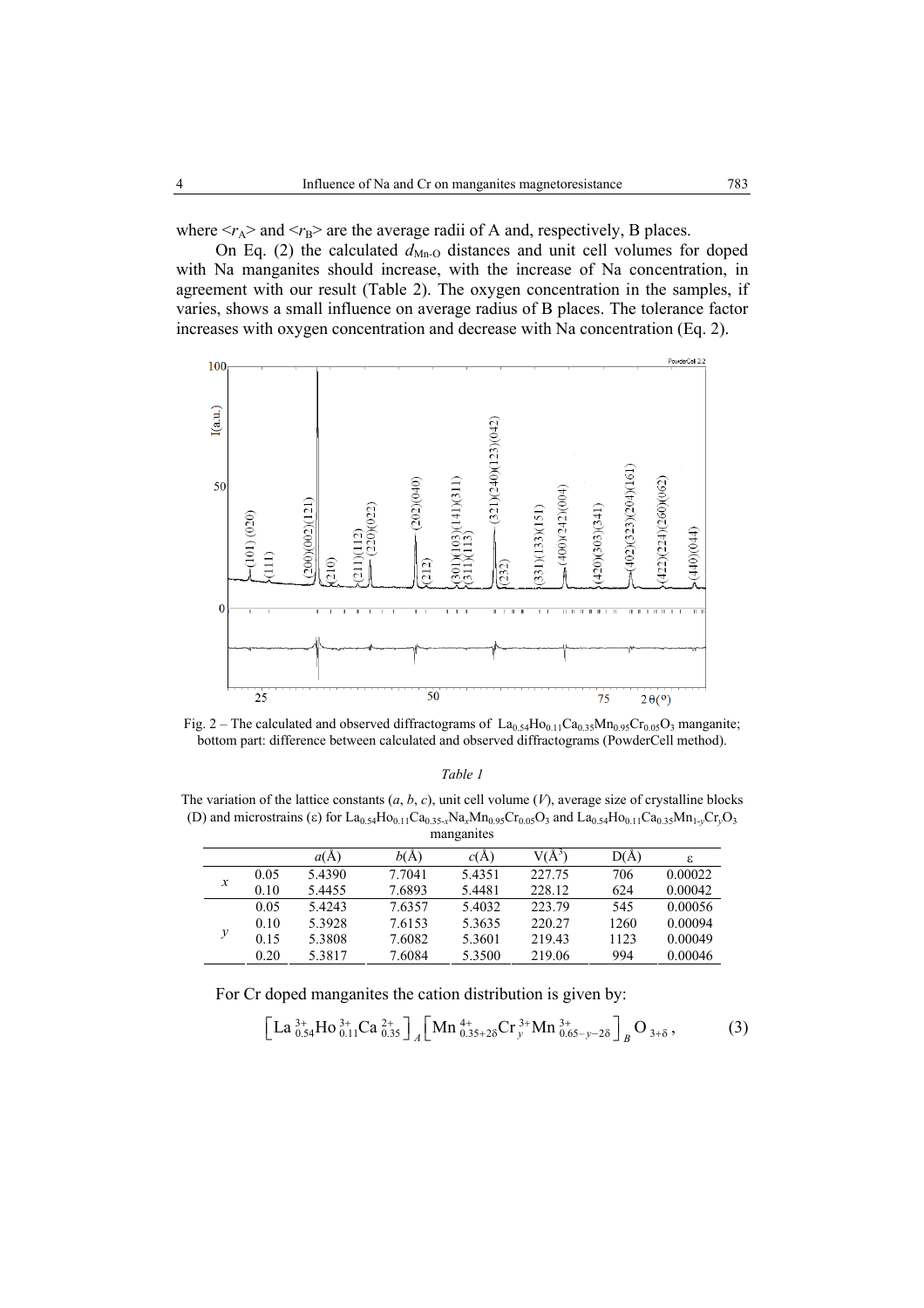where $<r_A>$ and $<r_B>$ are the average radii of A and, respectively, B places.

On Eq. (2) the calculated $d_{Mn\text{-}O}$ distances and unit cell volumes for doped with Na manganites should increase, with the increase of Na concentration, in agreement with our result (Table 2). The oxygen concentration in the samples, if varies, shows a small influence on average radius of B places. The tolerance factor increases with oxygen concentration and decrease with Na concentration (Eq. 2).

Fig. 2 – The calculated and observed diffractograms of $La_{0.54}Ho_{0.11}Ca_{0.35}Mn_{0.95}Cr_{0.05}O_3$ manganite; bottom part: difference between calculated and observed diffractograms (PowderCell method).

*Table 1*

The variation of the lattice constants ($a$, $b$, $c$), unit cell volume ($V$), average size of crystalline blocks (D) and microstrains (ε) for $La_{0.54}Ho_{0.11}Ca_{0.35\text{-}x}Na_xMn_{0.95}Cr_{0.05}O_3$ and $La_{0.54}Ho_{0.11}Ca_{0.35}Mn_{1\text{-}y}Cr_yO_3$ manganites

| | | $a$(Å) | $b$(Å) | $c$(Å) | V(Å$^3$) | D(Å) | ε |
|---|---|---|---|---|---|---|---|
| $x$ | 0.05 | 5.4390 | 7.7041 | 5.4351 | 227.75 | 706 | 0.00022 |
| | 0.10 | 5.4455 | 7.6893 | 5.4481 | 228.12 | 624 | 0.00042 |
| $y$ | 0.05 | 5.4243 | 7.6357 | 5.4032 | 223.79 | 545 | 0.00056 |
| | 0.10 | 5.3928 | 7.6153 | 5.3635 | 220.27 | 1260 | 0.00094 |
| | 0.15 | 5.3808 | 7.6082 | 5.3601 | 219.43 | 1123 | 0.00049 |
| | 0.20 | 5.3817 | 7.6084 | 5.3500 | 219.06 | 994 | 0.00046 |

For Cr doped manganites the cation distribution is given by:

$$\left[\mathrm{La}_{0.54}^{3+}\mathrm{Ho}_{0.11}^{3+}\mathrm{Ca}_{0.35}^{2+}\right]_A\left[\mathrm{Mn}_{0.35+2\delta}^{4+}\mathrm{Cr}_{y}^{3+}\mathrm{Mn}_{0.65-y-2\delta}^{3+}\right]_B\mathrm{O}_{3+\delta}\,, \qquad (3)$$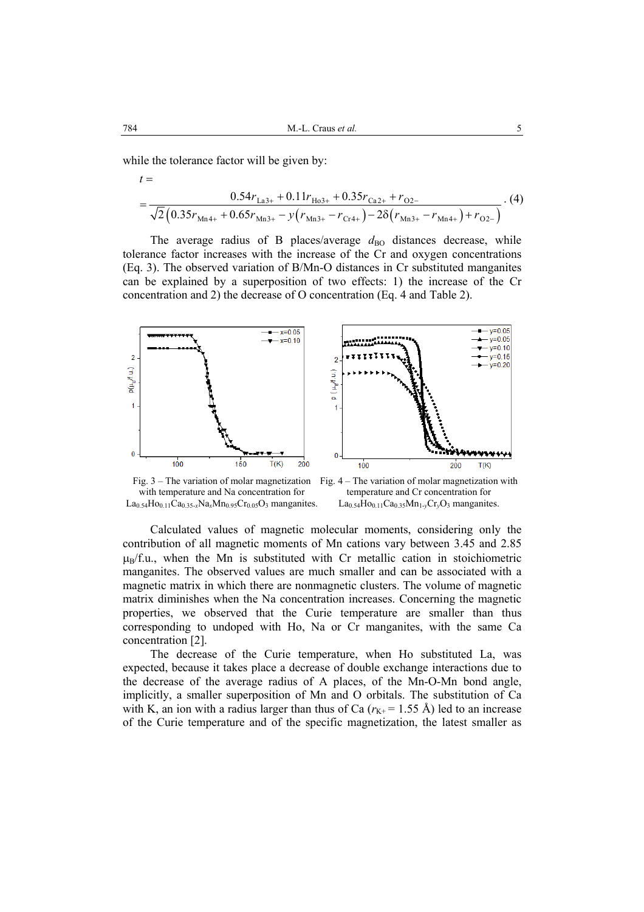while the tolerance factor will be given by:

$$t = \frac{0.54r_{La3+} + 0.11r_{Ho3+} + 0.35r_{Ca2+} + r_{O2-}}{\sqrt{2}\left(0.35r_{Mn4+} + 0.65r_{Mn3+} - y\left(r_{Mn3+} - r_{Cr4+}\right) - 2\delta\left(r_{Mn3+} - r_{Mn4+}\right) + r_{O2-}\right)}. \quad (4)$$

The average radius of B places/average $d_{BO}$ distances decrease, while tolerance factor increases with the increase of the Cr and oxygen concentrations (Eq. 3). The observed variation of B/Mn-O distances in Cr substituted manganites can be explained by a superposition of two effects: 1) the increase of the Cr concentration and 2) the decrease of O concentration (Eq. 4 and Table 2).

Fig. 3 – The variation of molar magnetization with temperature and Na concentration for $La_{0.54}Ho_{0.11}Ca_{0.35-x}Na_xMn_{0.95}Cr_{0.05}O_3$ manganites.

Fig. 4 – The variation of molar magnetization with temperature and Cr concentration for $La_{0.54}Ho_{0.11}Ca_{0.35}Mn_{1-y}Cr_yO_3$ manganites.

Calculated values of magnetic molecular moments, considering only the contribution of all magnetic moments of Mn cations vary between 3.45 and 2.85 $\mu_B$/f.u., when the Mn is substituted with Cr metallic cation in stoichiometric manganites. The observed values are much smaller and can be associated with a magnetic matrix in which there are nonmagnetic clusters. The volume of magnetic matrix diminishes when the Na concentration increases. Concerning the magnetic properties, we observed that the Curie temperature are smaller than thus corresponding to undoped with Ho, Na or Cr manganites, with the same Ca concentration [2].

The decrease of the Curie temperature, when Ho substituted La, was expected, because it takes place a decrease of double exchange interactions due to the decrease of the average radius of A places, of the Mn-O-Mn bond angle, implicitly, a smaller superposition of Mn and O orbitals. The substitution of Ca with K, an ion with a radius larger than thus of Ca ($r_{K+} = 1.55$ Å) led to an increase of the Curie temperature and of the specific magnetization, the latest smaller as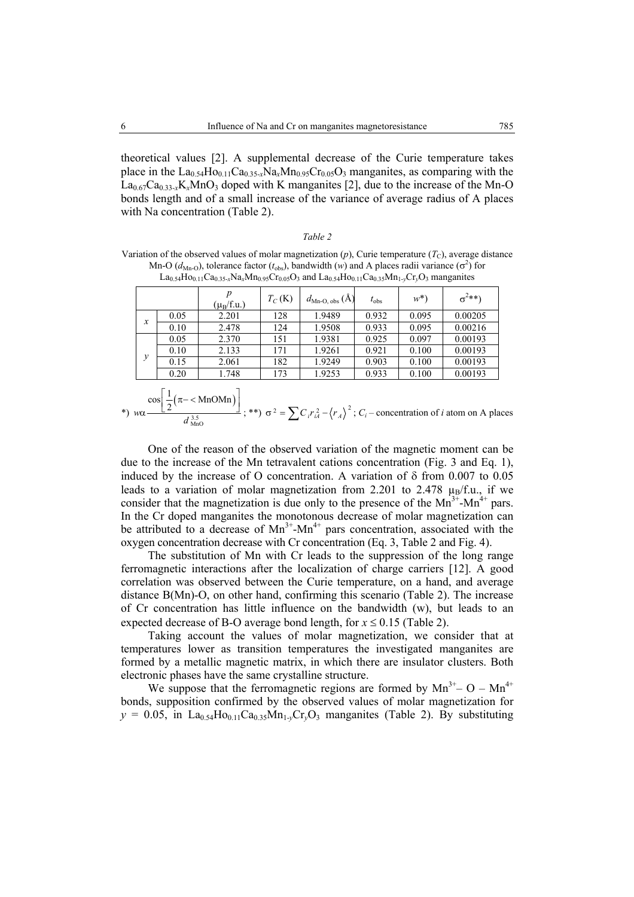theoretical values [2]. A supplemental decrease of the Curie temperature takes place in the $La_{0.54}Ho_{0.11}Ca_{0.35-x}Na_xMn_{0.95}Cr_{0.05}O_3$ manganites, as comparing with the $La_{0.67}Ca_{0.33-x}K_xMnO_3$ doped with K manganites [2], due to the increase of the Mn-O bonds length and of a small increase of the variance of average radius of A places with Na concentration (Table 2).

*Table 2*

Variation of the observed values of molar magnetization ($p$), Curie temperature ($T_C$), average distance Mn-O ($d_{Mn-O}$), tolerance factor ($t_{obs}$), bandwidth ($w$) and A places radii variance ($\sigma^2$) for $La_{0.54}Ho_{0.11}Ca_{0.35-x}Na_xMn_{0.95}Cr_{0.05}O_3$ and $La_{0.54}Ho_{0.11}Ca_{0.35}Mn_{1-y}Cr_yO_3$ manganites

| | | $p$ ($\mu_B$/f.u.) | $T_C$ (K) | $d_{Mn-O, obs}$ (Å) | $t_{obs}$ | $w$*) | $\sigma^2$**) |
|---|---|---|---|---|---|---|---|
| $x$ | 0.05 | 2.201 | 128 | 1.9489 | 0.932 | 0.095 | 0.00205 |
| | 0.10 | 2.478 | 124 | 1.9508 | 0.933 | 0.095 | 0.00216 |
| $y$ | 0.05 | 2.370 | 151 | 1.9381 | 0.925 | 0.097 | 0.00193 |
| | 0.10 | 2.133 | 171 | 1.9261 | 0.921 | 0.100 | 0.00193 |
| | 0.15 | 2.061 | 182 | 1.9249 | 0.903 | 0.100 | 0.00193 |
| | 0.20 | 1.748 | 173 | 1.9253 | 0.933 | 0.100 | 0.00193 |

*) $w \alpha \dfrac{\cos\left[\frac{1}{2}\left(\pi - <\text{MnOMn}\right)\right]}{d_{\text{MnO}}^{3.5}}$; **) $\sigma^2 = \sum C_i r_{iA}^2 - \left\langle r_A \right\rangle^2$; $C_i$ – concentration of $i$ atom on A places

One of the reason of the observed variation of the magnetic moment can be due to the increase of the Mn tetravalent cations concentration (Fig. 3 and Eq. 1), induced by the increase of O concentration. A variation of $\delta$ from 0.007 to 0.05 leads to a variation of molar magnetization from 2.201 to 2.478 $\mu_B$/f.u., if we consider that the magnetization is due only to the presence of the $Mn^{3+}$-$Mn^{4+}$ pars. In the Cr doped manganites the monotonous decrease of molar magnetization can be attributed to a decrease of $Mn^{3+}$-$Mn^{4+}$ pars concentration, associated with the oxygen concentration decrease with Cr concentration (Eq. 3, Table 2 and Fig. 4).

The substitution of Mn with Cr leads to the suppression of the long range ferromagnetic interactions after the localization of charge carriers [12]. A good correlation was observed between the Curie temperature, on a hand, and average distance B(Mn)-O, on other hand, confirming this scenario (Table 2). The increase of Cr concentration has little influence on the bandwidth (w), but leads to an expected decrease of B-O average bond length, for $x \le 0.15$ (Table 2).

Taking account the values of molar magnetization, we consider that at temperatures lower as transition temperatures the investigated manganites are formed by a metallic magnetic matrix, in which there are insulator clusters. Both electronic phases have the same crystalline structure.

We suppose that the ferromagnetic regions are formed by $Mn^{3+}$– O – $Mn^{4+}$ bonds, supposition confirmed by the observed values of molar magnetization for $y$ = 0.05, in $La_{0.54}Ho_{0.11}Ca_{0.35}Mn_{1-y}Cr_yO_3$ manganites (Table 2). By substituting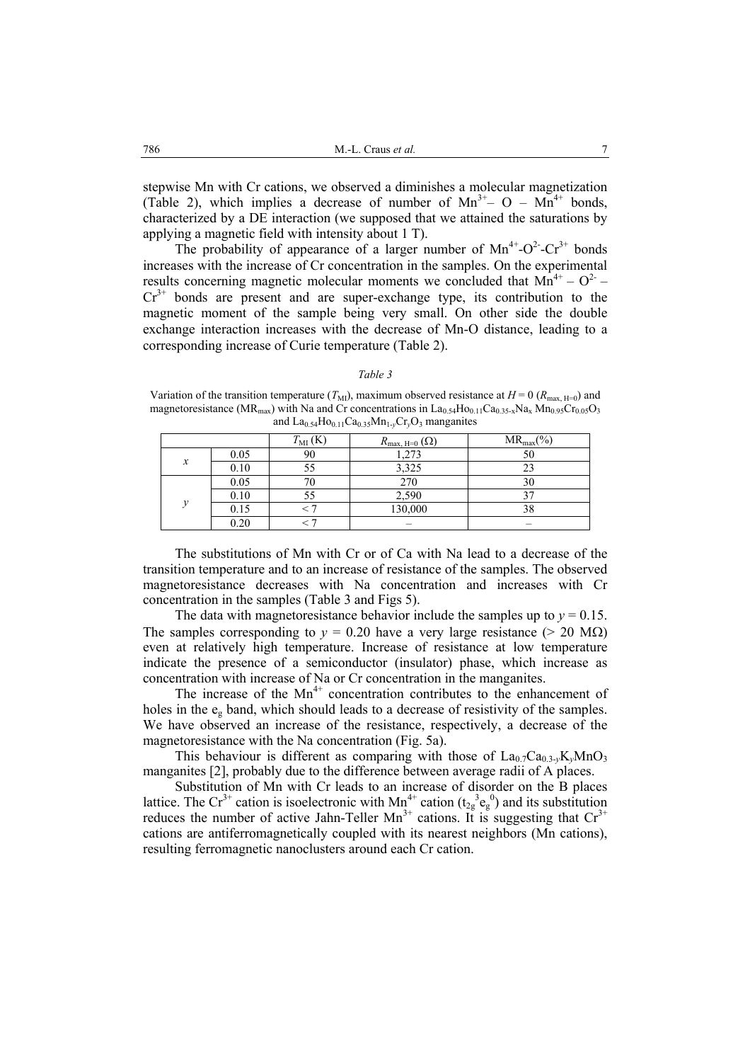stepwise Mn with Cr cations, we observed a diminishes a molecular magnetization (Table 2), which implies a decrease of number of $Mn^{3+}$– O – $Mn^{4+}$ bonds, characterized by a DE interaction (we supposed that we attained the saturations by applying a magnetic field with intensity about 1 T).

The probability of appearance of a larger number of $Mn^{4+}$-$O^{2-}$-$Cr^{3+}$ bonds increases with the increase of Cr concentration in the samples. On the experimental results concerning magnetic molecular moments we concluded that $Mn^{4+}$ – $O^{2-}$ – $Cr^{3+}$ bonds are present and are super-exchange type, its contribution to the magnetic moment of the sample being very small. On other side the double exchange interaction increases with the decrease of Mn-O distance, leading to a corresponding increase of Curie temperature (Table 2).

*Table 3*

Variation of the transition temperature ($T_{MI}$), maximum observed resistance at $H = 0$ ($R_{max,\ H=0}$) and magnetoresistance ($MR_{max}$) with Na and Cr concentrations in $La_{0.54}Ho_{0.11}Ca_{0.35-x}Na_x Mn_{0.95}Cr_{0.05}O_3$ and $La_{0.54}Ho_{0.11}Ca_{0.35}Mn_{1-y}Cr_yO_3$ manganites

| | | $T_{MI}$ (K) | $R_{max,\ H=0}$ (Ω) | $MR_{max}$(%) |
|---|---|---|---|---|
| *x* | 0.05 | 90 | 1,273 | 50 |
| | 0.10 | 55 | 3,325 | 23 |
| *y* | 0.05 | 70 | 270 | 30 |
| | 0.10 | 55 | 2,590 | 37 |
| | 0.15 | < 7 | 130,000 | 38 |
| | 0.20 | < 7 | – | – |

The substitutions of Mn with Cr or of Ca with Na lead to a decrease of the transition temperature and to an increase of resistance of the samples. The observed magnetoresistance decreases with Na concentration and increases with Cr concentration in the samples (Table 3 and Figs 5).

The data with magnetoresistance behavior include the samples up to $y = 0.15$. The samples corresponding to $y = 0.20$ have a very large resistance (> 20 MΩ) even at relatively high temperature. Increase of resistance at low temperature indicate the presence of a semiconductor (insulator) phase, which increase as concentration with increase of Na or Cr concentration in the manganites.

The increase of the $Mn^{4+}$ concentration contributes to the enhancement of holes in the $e_g$ band, which should leads to a decrease of resistivity of the samples. We have observed an increase of the resistance, respectively, a decrease of the magnetoresistance with the Na concentration (Fig. 5a).

This behaviour is different as comparing with those of $La_{0.7}Ca_{0.3-y}K_yMnO_3$ manganites [2], probably due to the difference between average radii of A places.

Substitution of Mn with Cr leads to an increase of disorder on the B places lattice. The $Cr^{3+}$ cation is isoelectronic with $Mn^{4+}$ cation ($t_{2g}^3e_g^0$) and its substitution reduces the number of active Jahn-Teller $Mn^{3+}$ cations. It is suggesting that $Cr^{3+}$ cations are antiferromagnetically coupled with its nearest neighbors (Mn cations), resulting ferromagnetic nanoclusters around each Cr cation.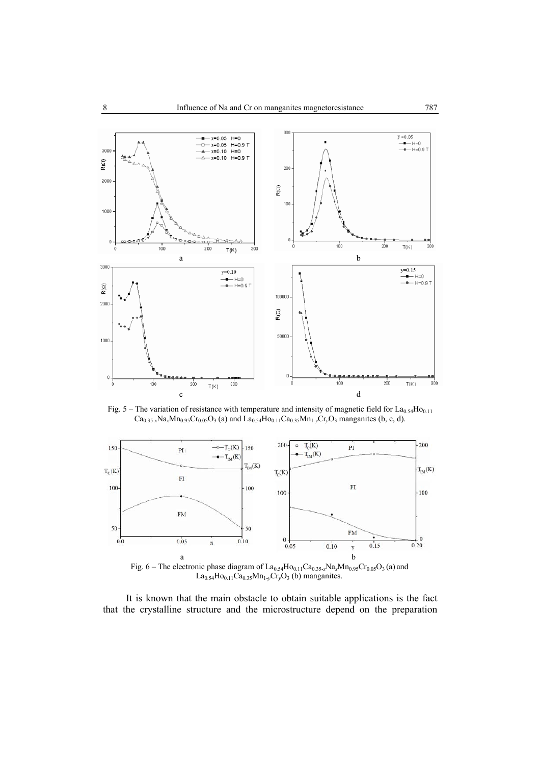Fig. 5 – The variation of resistance with temperature and intensity of magnetic field for $La_{0.54}Ho_{0.11}Ca_{0.35-x}Na_xMn_{0.95}Cr_{0.05}O_3$ (a) and $La_{0.54}Ho_{0.11}Ca_{0.35}Mn_{1-y}Cr_yO_3$ manganites (b, c, d).

Fig. 6 – The electronic phase diagram of $La_{0.54}Ho_{0.11}Ca_{0.35-x}Na_xMn_{0.95}Cr_{0.05}O_3$ (a) and $La_{0.54}Ho_{0.11}Ca_{0.35}Mn_{1-y}Cr_yO_3$ (b) manganites.

It is known that the main obstacle to obtain suitable applications is the fact that the crystalline structure and the microstructure depend on the preparation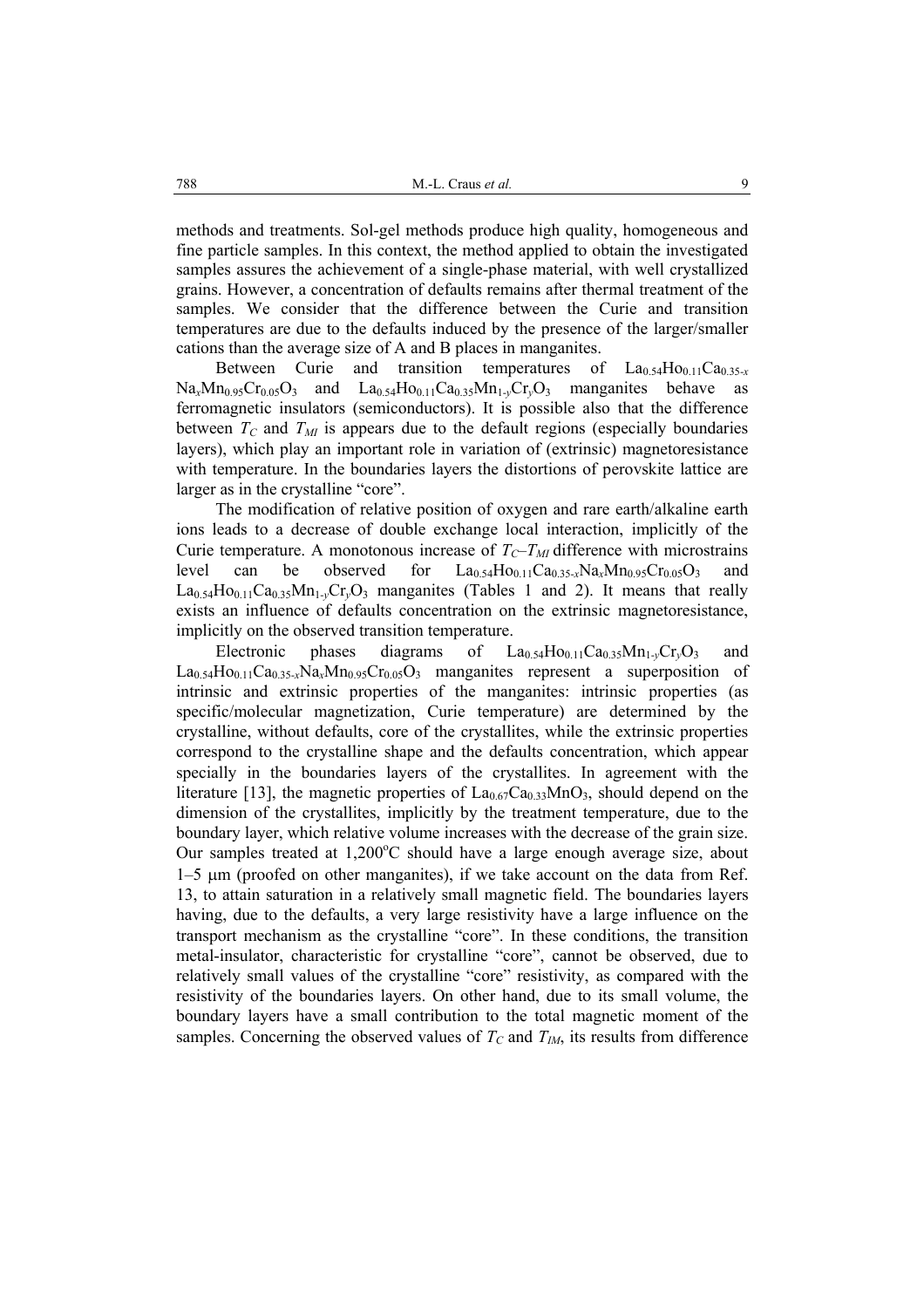methods and treatments. Sol-gel methods produce high quality, homogeneous and fine particle samples. In this context, the method applied to obtain the investigated samples assures the achievement of a single-phase material, with well crystallized grains. However, a concentration of defaults remains after thermal treatment of the samples. We consider that the difference between the Curie and transition temperatures are due to the defaults induced by the presence of the larger/smaller cations than the average size of A and B places in manganites.

Between Curie and transition temperatures of $La_{0.54}Ho_{0.11}Ca_{0.35-x}Na_xMn_{0.95}Cr_{0.05}O_3$ and $La_{0.54}Ho_{0.11}Ca_{0.35}Mn_{1-y}Cr_yO_3$ manganites behave as ferromagnetic insulators (semiconductors). It is possible also that the difference between $T_C$ and $T_{MI}$ is appears due to the default regions (especially boundaries layers), which play an important role in variation of (extrinsic) magnetoresistance with temperature. In the boundaries layers the distortions of perovskite lattice are larger as in the crystalline "core".

The modification of relative position of oxygen and rare earth/alkaline earth ions leads to a decrease of double exchange local interaction, implicitly of the Curie temperature. A monotonous increase of $T_C$–$T_{MI}$ difference with microstrains level can be observed for $La_{0.54}Ho_{0.11}Ca_{0.35-x}Na_xMn_{0.95}Cr_{0.05}O_3$ and $La_{0.54}Ho_{0.11}Ca_{0.35}Mn_{1-y}Cr_yO_3$ manganites (Tables 1 and 2). It means that really exists an influence of defaults concentration on the extrinsic magnetoresistance, implicitly on the observed transition temperature.

Electronic phases diagrams of $La_{0.54}Ho_{0.11}Ca_{0.35}Mn_{1-y}Cr_yO_3$ and $La_{0.54}Ho_{0.11}Ca_{0.35-x}Na_xMn_{0.95}Cr_{0.05}O_3$ manganites represent a superposition of intrinsic and extrinsic properties of the manganites: intrinsic properties (as specific/molecular magnetization, Curie temperature) are determined by the crystalline, without defaults, core of the crystallites, while the extrinsic properties correspond to the crystalline shape and the defaults concentration, which appear specially in the boundaries layers of the crystallites. In agreement with the literature [13], the magnetic properties of $La_{0.67}Ca_{0.33}MnO_3$, should depend on the dimension of the crystallites, implicitly by the treatment temperature, due to the boundary layer, which relative volume increases with the decrease of the grain size. Our samples treated at 1,200°C should have a large enough average size, about 1–5 μm (proofed on other manganites), if we take account on the data from Ref. 13, to attain saturation in a relatively small magnetic field. The boundaries layers having, due to the defaults, a very large resistivity have a large influence on the transport mechanism as the crystalline "core". In these conditions, the transition metal-insulator, characteristic for crystalline "core", cannot be observed, due to relatively small values of the crystalline "core" resistivity, as compared with the resistivity of the boundaries layers. On other hand, due to its small volume, the boundary layers have a small contribution to the total magnetic moment of the samples. Concerning the observed values of $T_C$ and $T_{IM}$, its results from difference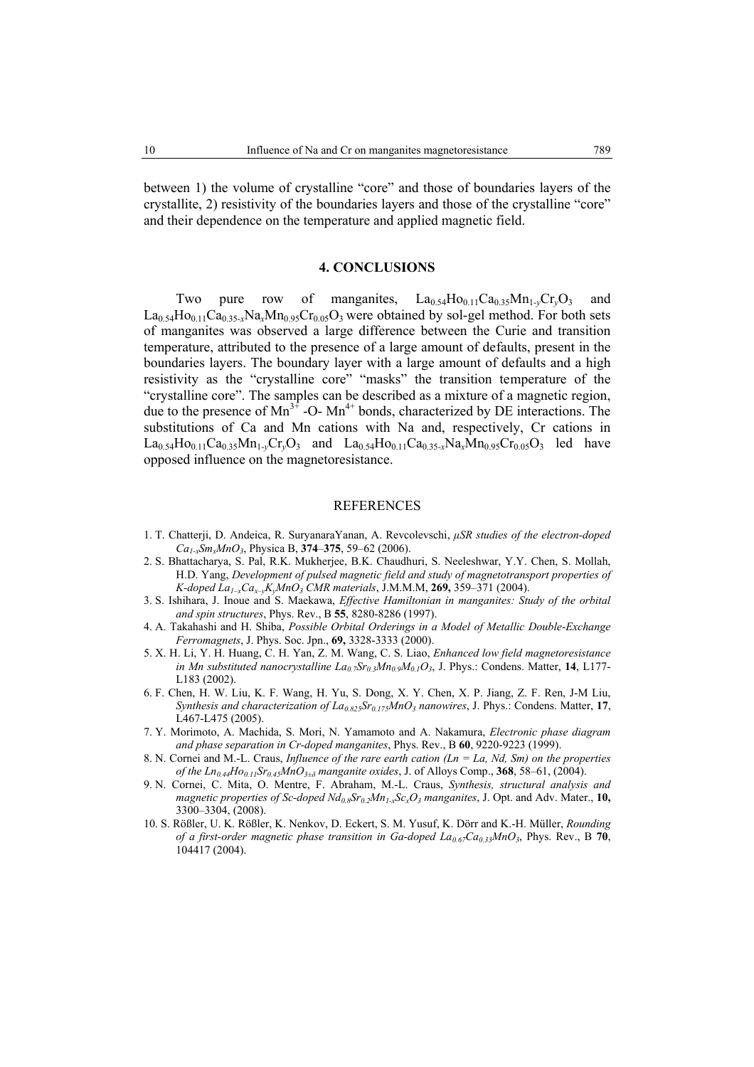between 1) the volume of crystalline "core" and those of boundaries layers of the crystallite, 2) resistivity of the boundaries layers and those of the crystalline "core" and their dependence on the temperature and applied magnetic field.

## 4. CONCLUSIONS

Two pure row of manganites, $La_{0.54}Ho_{0.11}Ca_{0.35}Mn_{1-y}Cr_yO_3$ and $La_{0.54}Ho_{0.11}Ca_{0.35-x}Na_xMn_{0.95}Cr_{0.05}O_3$ were obtained by sol-gel method. For both sets of manganites was observed a large difference between the Curie and transition temperature, attributed to the presence of a large amount of defaults, present in the boundaries layers. The boundary layer with a large amount of defaults and a high resistivity as the "crystalline core" "masks" the transition temperature of the "crystalline core". The samples can be described as a mixture of a magnetic region, due to the presence of $Mn^{3+}$ -O- $Mn^{4+}$ bonds, characterized by DE interactions. The substitutions of Ca and Mn cations with Na and, respectively, Cr cations in $La_{0.54}Ho_{0.11}Ca_{0.35}Mn_{1-y}Cr_yO_3$ and $La_{0.54}Ho_{0.11}Ca_{0.35-x}Na_xMn_{0.95}Cr_{0.05}O_3$ led have opposed influence on the magnetoresistance.

## REFERENCES

1. T. Chatterji, D. Andeica, R. SuryanaraYanan, A. Revcolevschi, *μSR studies of the electron-doped $Ca_{1-x}Sm_xMnO_3$*, Physica B, **374**–**375**, 59–62 (2006).
2. S. Bhattacharya, S. Pal, R.K. Mukherjee, B.K. Chaudhuri, S. Neeleshwar, Y.Y. Chen, S. Mollah, H.D. Yang, *Development of pulsed magnetic field and study of magnetotransport properties of K-doped $La_{1-x}Ca_{x-y}K_yMnO_3$ CMR materials*, J.M.M.M, **269,** 359–371 (2004).
3. S. Ishihara, J. Inoue and S. Maekawa, *Effective Hamiltonian in manganites: Study of the orbital and spin structures*, Phys. Rev., B **55**, 8280-8286 (1997).
4. A. Takahashi and H. Shiba, *Possible Orbital Orderings in a Model of Metallic Double-Exchange Ferromagnets*, J. Phys. Soc. Jpn., **69,** 3328-3333 (2000).
5. X. H. Li, Y. H. Huang, C. H. Yan, Z. M. Wang, C. S. Liao, *Enhanced low field magnetoresistance in Mn substituted nanocrystalline $La_{0.7}Sr_{0.3}Mn_{0.9}M_{0.1}O_3$*, J. Phys.: Condens. Matter, **14**, L177-L183 (2002).
6. F. Chen, H. W. Liu, K. F. Wang, H. Yu, S. Dong, X. Y. Chen, X. P. Jiang, Z. F. Ren, J-M Liu, *Synthesis and characterization of $La_{0.825}Sr_{0.175}MnO_3$ nanowires*, J. Phys.: Condens. Matter, **17**, L467-L475 (2005).
7. Y. Morimoto, A. Machida, S. Mori, N. Yamamoto and A. Nakamura, *Electronic phase diagram and phase separation in Cr-doped manganites*, Phys. Rev., B **60**, 9220-9223 (1999).
8. N. Cornei and M.-L. Craus, *Influence of the rare earth cation (Ln = La, Nd, Sm) on the properties of the $Ln_{0.44}Ho_{0.11}Sr_{0.45}MnO_{3\pm\delta}$ manganite oxides*, J. of Alloys Comp., **368**, 58–61, (2004).
9. N. Cornei, C. Mita, O. Mentre, F. Abraham, M.-L. Craus, *Synthesis, structural analysis and magnetic properties of Sc-doped $Nd_{0.8}Sr_{0.2}Mn_{1-x}Sc_xO_3$ manganites*, J. Opt. and Adv. Mater., **10,** 3300–3304, (2008).
10. S. Rößler, U. K. Rößler, K. Nenkov, D. Eckert, S. M. Yusuf, K. Dörr and K.-H. Müller, *Rounding of a first-order magnetic phase transition in Ga-doped $La_{0.67}Ca_{0.33}MnO_3$*, Phys. Rev., B **70**, 104417 (2004).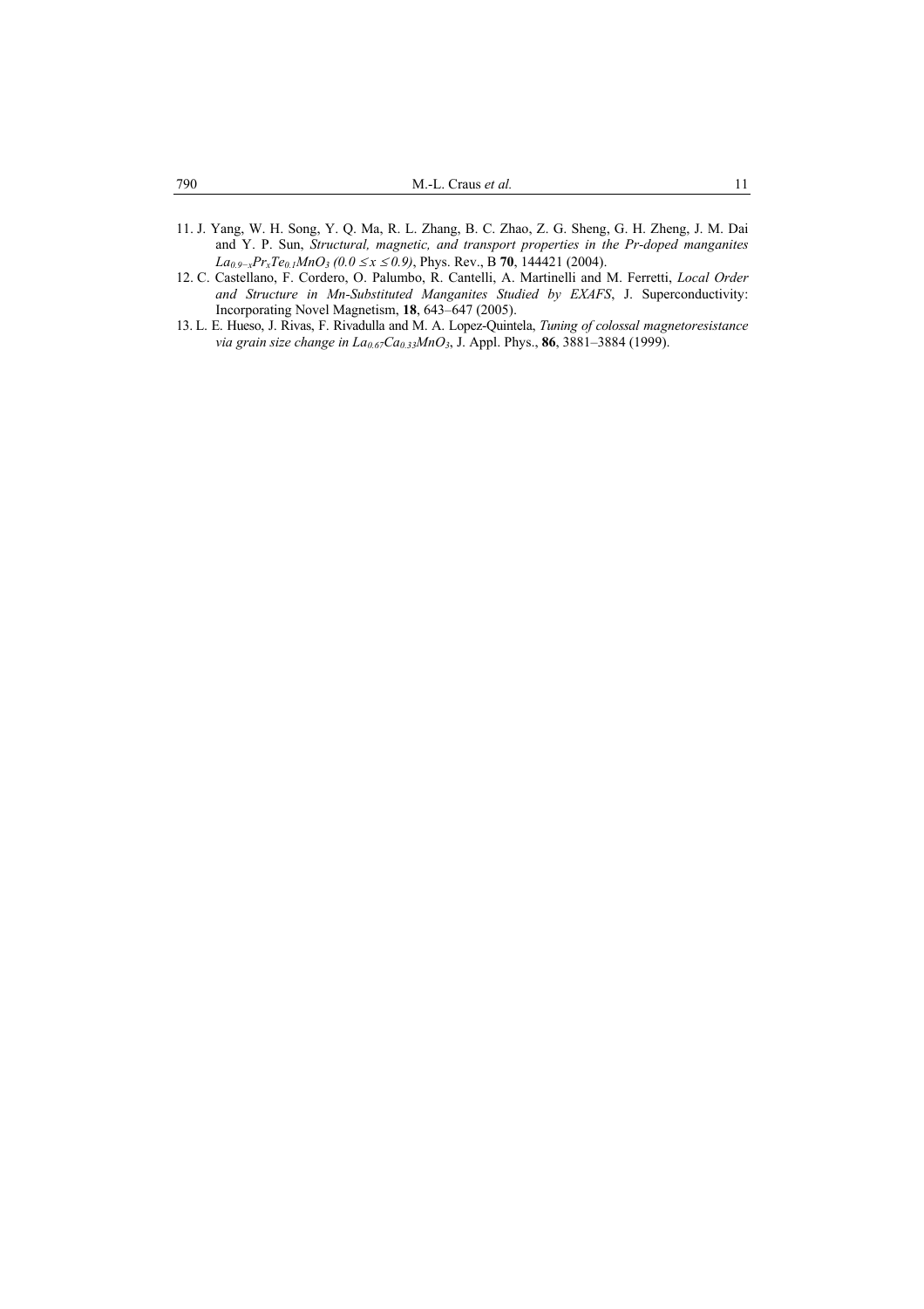11. J. Yang, W. H. Song, Y. Q. Ma, R. L. Zhang, B. C. Zhao, Z. G. Sheng, G. H. Zheng, J. M. Dai and Y. P. Sun, *Structural, magnetic, and transport properties in the Pr-doped manganites* $La_{0.9-x}Pr_xTe_{0.1}MnO_3$ *(*$0.0 \leq x \leq 0.9$*)*, Phys. Rev., B **70**, 144421 (2004).
12. C. Castellano, F. Cordero, O. Palumbo, R. Cantelli, A. Martinelli and M. Ferretti, *Local Order and Structure in Mn-Substituted Manganites Studied by EXAFS*, J. Superconductivity: Incorporating Novel Magnetism, **18**, 643–647 (2005).
13. L. E. Hueso, J. Rivas, F. Rivadulla and M. A. Lopez-Quintela, *Tuning of colossal magnetoresistance via grain size change in* $La_{0.67}Ca_{0.33}MnO_3$, J. Appl. Phys., **86**, 3881–3884 (1999).